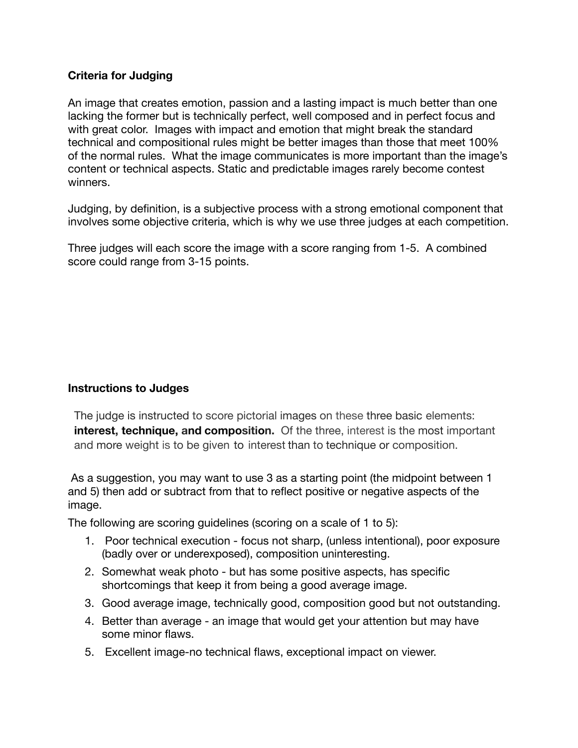**Criteria for Judging**

An image that creates emotion, passion and a lasting impact is much better than one lacking the former but is technically perfect, well composed and in perfect focus and with great color. Images with impact and emotion that might break the standard technical and compositional rules might be better images than those that meet 100% of the normal rules. What the image communicates is more important than the image's content or technical aspects. Static and predictable images rarely become contest winners.

Judging, by definition, is a subjective process with a strong emotional component that involves some objective criteria, which is why we use three judges at each competition.

Three judges will each score the image with a score ranging from 1-5. A combined score could range from 3-15 points.

**Instructions to Judges**

The judge is instructed to score pictorial images on these three basic elements: **interest, technique, and composition.** Of the three, interest is the most important and more weight is to be given to interest than to technique or composition.

As a suggestion, you may want to use 3 as a starting point (the midpoint between 1 and 5) then add or subtract from that to reflect positive or negative aspects of the image.

The following are scoring guidelines (scoring on a scale of 1 to 5):

1. Poor technical execution - focus not sharp, (unless intentional), poor exposure (badly over or underexposed), composition uninteresting.
2. Somewhat weak photo - but has some positive aspects, has specific shortcomings that keep it from being a good average image.
3. Good average image, technically good, composition good but not outstanding.
4. Better than average - an image that would get your attention but may have some minor flaws.
5. Excellent image-no technical flaws, exceptional impact on viewer.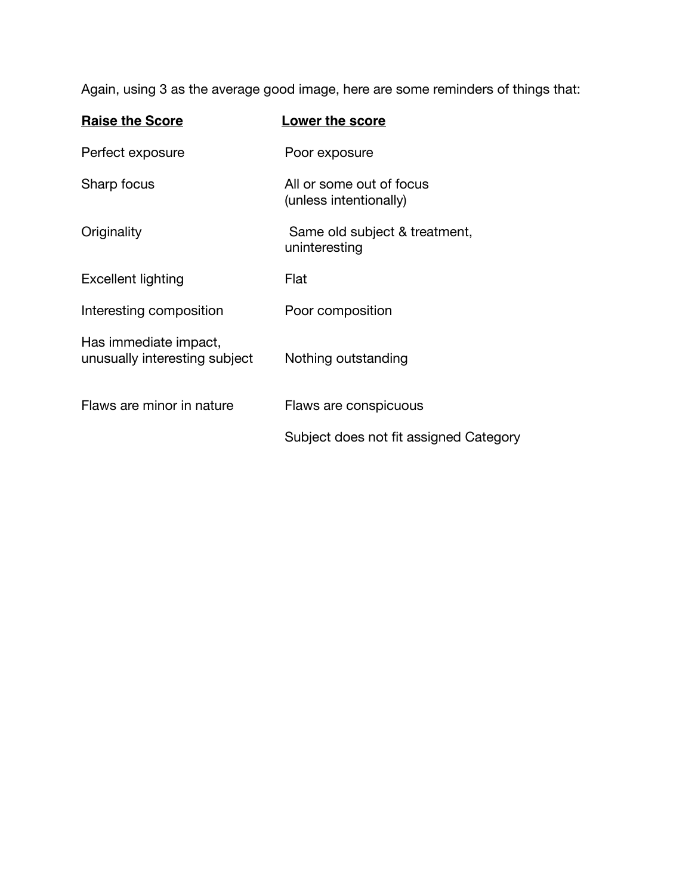Again, using 3 as the average good image, here are some reminders of things that:

| **Raise the Score** | **Lower the score** |
| --- | --- |
| Perfect exposure | Poor exposure |
| Sharp focus | All or some out of focus (unless intentionally) |
| Originality | Same old subject & treatment, uninteresting |
| Excellent lighting | Flat |
| Interesting composition | Poor composition |
| Has immediate impact, unusually interesting subject | Nothing outstanding |
| Flaws are minor in nature | Flaws are conspicuous |
| | Subject does not fit assigned Category |